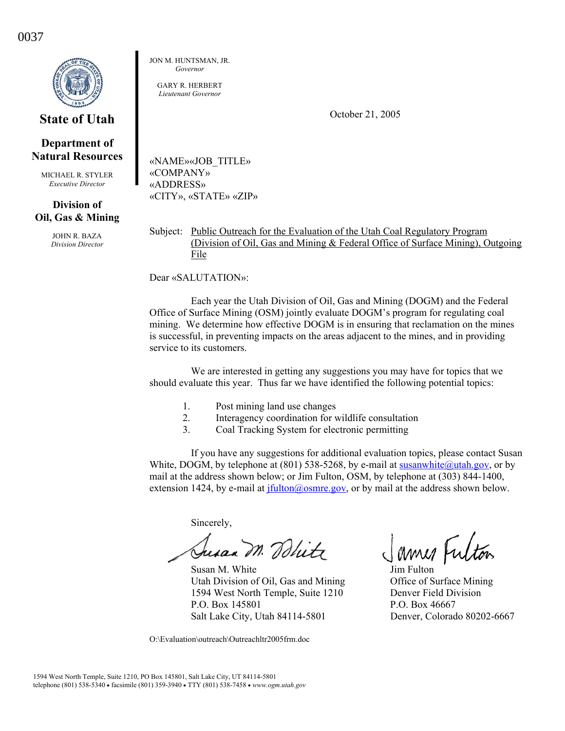0037

**State of Utah**

**Department of Natural Resources**

MICHAEL R. STYLER
*Executive Director*

**Division of Oil, Gas & Mining**

JOHN R. BAZA
*Division Director*

JON M. HUNTSMAN, JR.
*Governor*

GARY R. HERBERT
*Lieutenant Governor*

October 21, 2005

«NAME»«JOB_TITLE»
«COMPANY»
«ADDRESS»
«CITY», «STATE» «ZIP»

Subject: Public Outreach for the Evaluation of the Utah Coal Regulatory Program (Division of Oil, Gas and Mining & Federal Office of Surface Mining), Outgoing File

Dear «SALUTATION»:

Each year the Utah Division of Oil, Gas and Mining (DOGM) and the Federal Office of Surface Mining (OSM) jointly evaluate DOGM's program for regulating coal mining. We determine how effective DOGM is in ensuring that reclamation on the mines is successful, in preventing impacts on the areas adjacent to the mines, and in providing service to its customers.

We are interested in getting any suggestions you may have for topics that we should evaluate this year. Thus far we have identified the following potential topics:

1. Post mining land use changes
2. Interagency coordination for wildlife consultation
3. Coal Tracking System for electronic permitting

If you have any suggestions for additional evaluation topics, please contact Susan White, DOGM, by telephone at (801) 538-5268, by e-mail at susanwhite@utah.gov, or by mail at the address shown below; or Jim Fulton, OSM, by telephone at (303) 844-1400, extension 1424, by e-mail at jfulton@osmre.gov, or by mail at the address shown below.

Sincerely,

Susan M. White
Utah Division of Oil, Gas and Mining
1594 West North Temple, Suite 1210
P.O. Box 145801
Salt Lake City, Utah 84114-5801

Jim Fulton
Office of Surface Mining
Denver Field Division
P.O. Box 46667
Denver, Colorado 80202-6667

O:\Evaluation\outreach\Outreachltr2005frm.doc

1594 West North Temple, Suite 1210, PO Box 145801, Salt Lake City, UT 84114-5801
telephone (801) 538-5340 • facsimile (801) 359-3940 • TTY (801) 538-7458 • *www.ogm.utah.gov*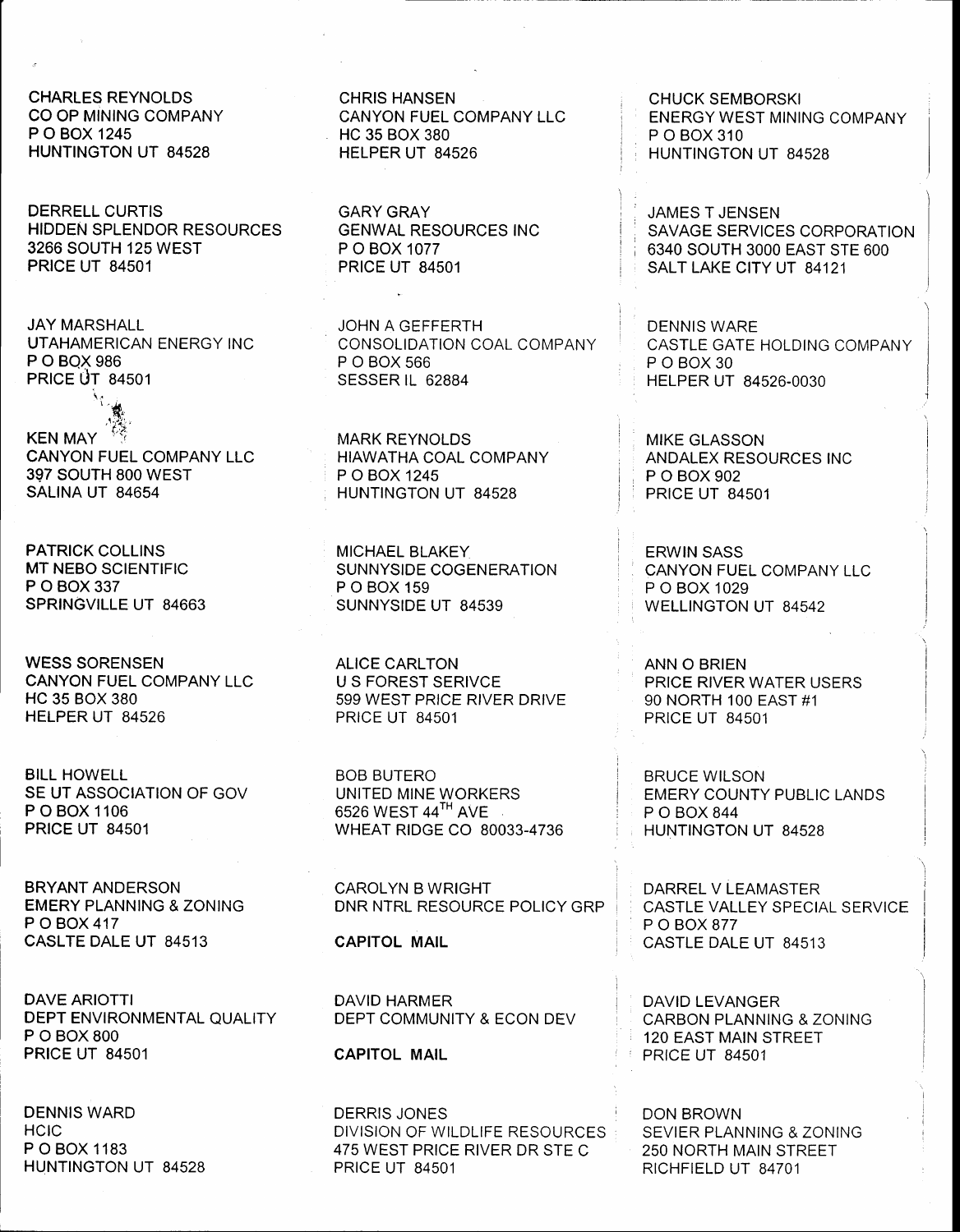CHARLES REYNOLDS
CO OP MINING COMPANY
P O BOX 1245
HUNTINGTON UT 84528

CHRIS HANSEN
CANYON FUEL COMPANY LLC
HC 35 BOX 380
HELPER UT 84526

CHUCK SEMBORSKI
ENERGY WEST MINING COMPANY
P O BOX 310
HUNTINGTON UT 84528

DERRELL CURTIS
HIDDEN SPLENDOR RESOURCES
3266 SOUTH 125 WEST
PRICE UT 84501

GARY GRAY
GENWAL RESOURCES INC
P O BOX 1077
PRICE UT 84501

JAMES T JENSEN
SAVAGE SERVICES CORPORATION
6340 SOUTH 3000 EAST STE 600
SALT LAKE CITY UT 84121

JAY MARSHALL
UTAHAMERICAN ENERGY INC
P O BOX 986
PRICE UT 84501

JOHN A GEFFERTH
CONSOLIDATION COAL COMPANY
P O BOX 566
SESSER IL 62884

DENNIS WARE
CASTLE GATE HOLDING COMPANY
P O BOX 30
HELPER UT 84526-0030

KEN MAY
CANYON FUEL COMPANY LLC
397 SOUTH 800 WEST
SALINA UT 84654

MARK REYNOLDS
HIAWATHA COAL COMPANY
P O BOX 1245
HUNTINGTON UT 84528

MIKE GLASSON
ANDALEX RESOURCES INC
P O BOX 902
PRICE UT 84501

PATRICK COLLINS
MT NEBO SCIENTIFIC
P O BOX 337
SPRINGVILLE UT 84663

MICHAEL BLAKEY
SUNNYSIDE COGENERATION
P O BOX 159
SUNNYSIDE UT 84539

ERWIN SASS
CANYON FUEL COMPANY LLC
P O BOX 1029
WELLINGTON UT 84542

WESS SORENSEN
CANYON FUEL COMPANY LLC
HC 35 BOX 380
HELPER UT 84526

ALICE CARLTON
U S FOREST SERIVCE
599 WEST PRICE RIVER DRIVE
PRICE UT 84501

ANN O BRIEN
PRICE RIVER WATER USERS
90 NORTH 100 EAST #1
PRICE UT 84501

BILL HOWELL
SE UT ASSOCIATION OF GOV
P O BOX 1106
PRICE UT 84501

BOB BUTERO
UNITED MINE WORKERS
6526 WEST 44TH AVE
WHEAT RIDGE CO 80033-4736

BRUCE WILSON
EMERY COUNTY PUBLIC LANDS
P O BOX 844
HUNTINGTON UT 84528

BRYANT ANDERSON
EMERY PLANNING & ZONING
P O BOX 417
CASLTE DALE UT 84513

CAROLYN B WRIGHT
DNR NTRL RESOURCE POLICY GRP

CAPITOL MAIL

DARREL V LEAMASTER
CASTLE VALLEY SPECIAL SERVICE
P O BOX 877
CASTLE DALE UT 84513

DAVE ARIOTTI
DEPT ENVIRONMENTAL QUALITY
P O BOX 800
PRICE UT 84501

DAVID HARMER
DEPT COMMUNITY & ECON DEV

CAPITOL MAIL

DAVID LEVANGER
CARBON PLANNING & ZONING
120 EAST MAIN STREET
PRICE UT 84501

DENNIS WARD
HCIC
P O BOX 1183
HUNTINGTON UT 84528

DERRIS JONES
DIVISION OF WILDLIFE RESOURCES
475 WEST PRICE RIVER DR STE C
PRICE UT 84501

DON BROWN
SEVIER PLANNING & ZONING
250 NORTH MAIN STREET
RICHFIELD UT 84701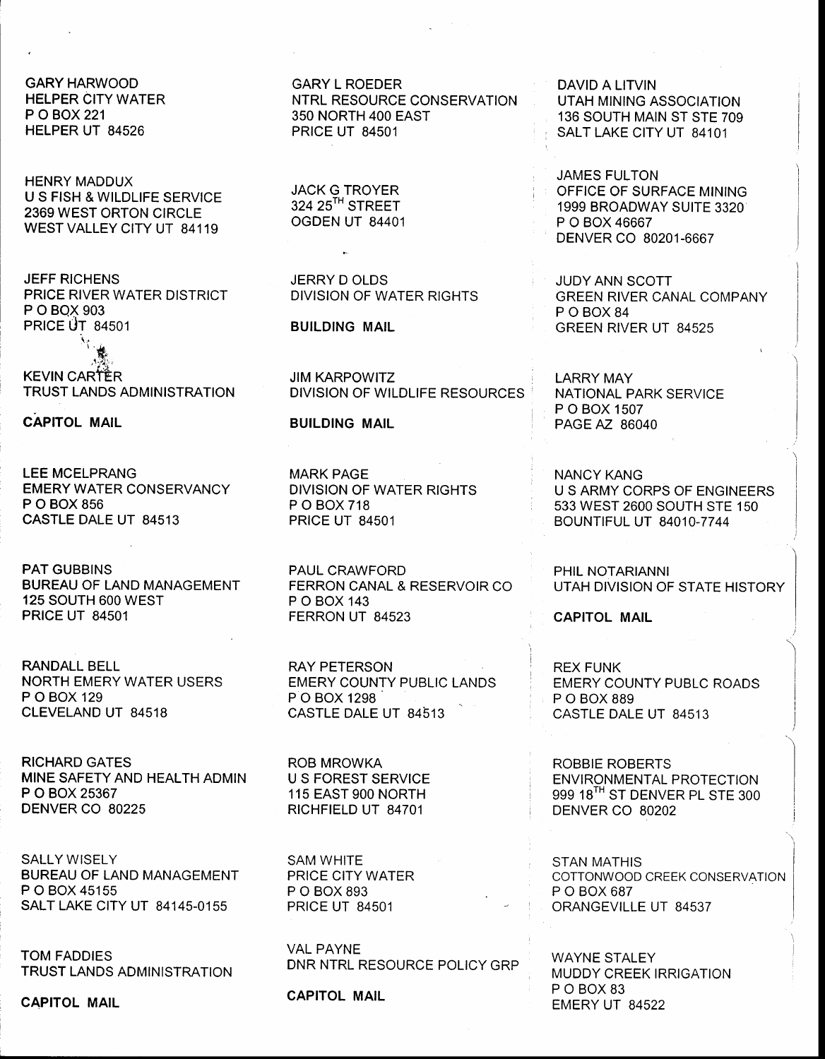GARY HARWOOD
HELPER CITY WATER
P O BOX 221
HELPER UT 84526

GARY L ROEDER
NTRL RESOURCE CONSERVATION
350 NORTH 400 EAST
PRICE UT 84501

DAVID A LITVIN
UTAH MINING ASSOCIATION
136 SOUTH MAIN ST STE 709
SALT LAKE CITY UT 84101

HENRY MADDUX
U S FISH & WILDLIFE SERVICE
2369 WEST ORTON CIRCLE
WEST VALLEY CITY UT 84119

JACK G TROYER
324 25TH STREET
OGDEN UT 84401

JAMES FULTON
OFFICE OF SURFACE MINING
1999 BROADWAY SUITE 3320
P O BOX 46667
DENVER CO 80201-6667

JEFF RICHENS
PRICE RIVER WATER DISTRICT
P O BOX 903
PRICE UT 84501

JERRY D OLDS
DIVISION OF WATER RIGHTS

**BUILDING MAIL**

JUDY ANN SCOTT
GREEN RIVER CANAL COMPANY
P O BOX 84
GREEN RIVER UT 84525

KEVIN CARTER
TRUST LANDS ADMINISTRATION

**CAPITOL MAIL**

JIM KARPOWITZ
DIVISION OF WILDLIFE RESOURCES

**BUILDING MAIL**

LARRY MAY
NATIONAL PARK SERVICE
P O BOX 1507
PAGE AZ 86040

LEE MCELPRANG
EMERY WATER CONSERVANCY
P O BOX 856
CASTLE DALE UT 84513

MARK PAGE
DIVISION OF WATER RIGHTS
P O BOX 718
PRICE UT 84501

NANCY KANG
U S ARMY CORPS OF ENGINEERS
533 WEST 2600 SOUTH STE 150
BOUNTIFUL UT 84010-7744

PAT GUBBINS
BUREAU OF LAND MANAGEMENT
125 SOUTH 600 WEST
PRICE UT 84501

PAUL CRAWFORD
FERRON CANAL & RESERVOIR CO
P O BOX 143
FERRON UT 84523

PHIL NOTARIANNI
UTAH DIVISION OF STATE HISTORY

**CAPITOL MAIL**

RANDALL BELL
NORTH EMERY WATER USERS
P O BOX 129
CLEVELAND UT 84518

RAY PETERSON
EMERY COUNTY PUBLIC LANDS
P O BOX 1298
CASTLE DALE UT 84513

REX FUNK
EMERY COUNTY PUBLC ROADS
P O BOX 889
CASTLE DALE UT 84513

RICHARD GATES
MINE SAFETY AND HEALTH ADMIN
P O BOX 25367
DENVER CO 80225

ROB MROWKA
U S FOREST SERVICE
115 EAST 900 NORTH
RICHFIELD UT 84701

ROBBIE ROBERTS
ENVIRONMENTAL PROTECTION
999 18TH ST DENVER PL STE 300
DENVER CO 80202

SALLY WISELY
BUREAU OF LAND MANAGEMENT
P O BOX 45155
SALT LAKE CITY UT 84145-0155

SAM WHITE
PRICE CITY WATER
P O BOX 893
PRICE UT 84501

STAN MATHIS
COTTONWOOD CREEK CONSERVATION
P O BOX 687
ORANGEVILLE UT 84537

TOM FADDIES
TRUST LANDS ADMINISTRATION

**CAPITOL MAIL**

VAL PAYNE
DNR NTRL RESOURCE POLICY GRP

**CAPITOL MAIL**

WAYNE STALEY
MUDDY CREEK IRRIGATION
P O BOX 83
EMERY UT 84522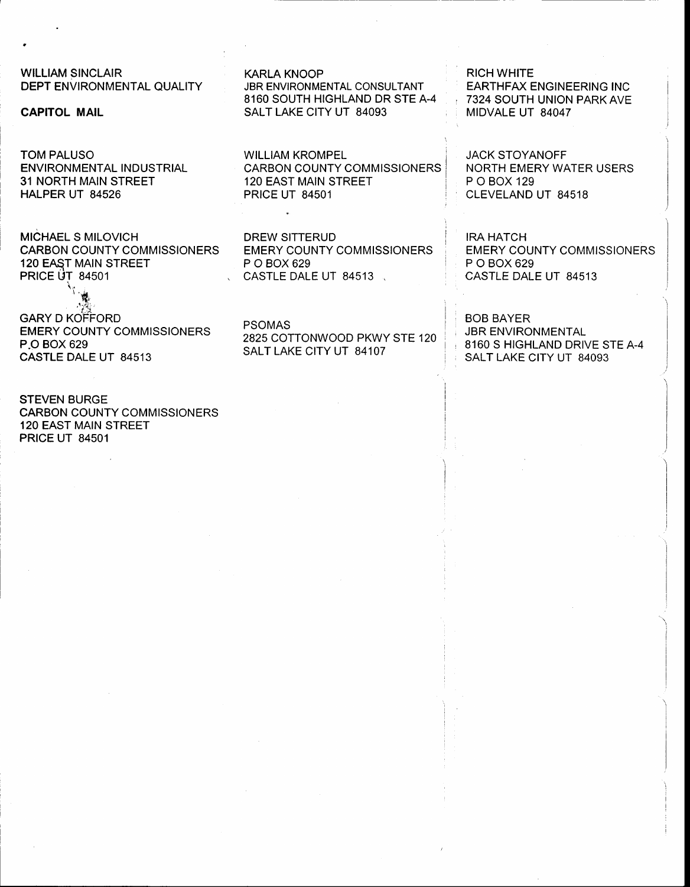WILLIAM SINCLAIR
DEPT ENVIRONMENTAL QUALITY

**CAPITOL MAIL**

TOM PALUSO
ENVIRONMENTAL INDUSTRIAL
31 NORTH MAIN STREET
HALPER UT 84526

MICHAEL S MILOVICH
CARBON COUNTY COMMISSIONERS
120 EAST MAIN STREET
PRICE UT 84501

GARY D KOFFORD
EMERY COUNTY COMMISSIONERS
P O BOX 629
CASTLE DALE UT 84513

STEVEN BURGE
CARBON COUNTY COMMISSIONERS
120 EAST MAIN STREET
PRICE UT 84501

KARLA KNOOP
JBR ENVIRONMENTAL CONSULTANT
8160 SOUTH HIGHLAND DR STE A-4
SALT LAKE CITY UT 84093

WILLIAM KROMPEL
CARBON COUNTY COMMISSIONERS
120 EAST MAIN STREET
PRICE UT 84501

DREW SITTERUD
EMERY COUNTY COMMISSIONERS
P O BOX 629
CASTLE DALE UT 84513

PSOMAS
2825 COTTONWOOD PKWY STE 120
SALT LAKE CITY UT 84107

RICH WHITE
EARTHFAX ENGINEERING INC
7324 SOUTH UNION PARK AVE
MIDVALE UT 84047

JACK STOYANOFF
NORTH EMERY WATER USERS
P O BOX 129
CLEVELAND UT 84518

IRA HATCH
EMERY COUNTY COMMISSIONERS
P O BOX 629
CASTLE DALE UT 84513

BOB BAYER
JBR ENVIRONMENTAL
8160 S HIGHLAND DRIVE STE A-4
SALT LAKE CITY UT 84093